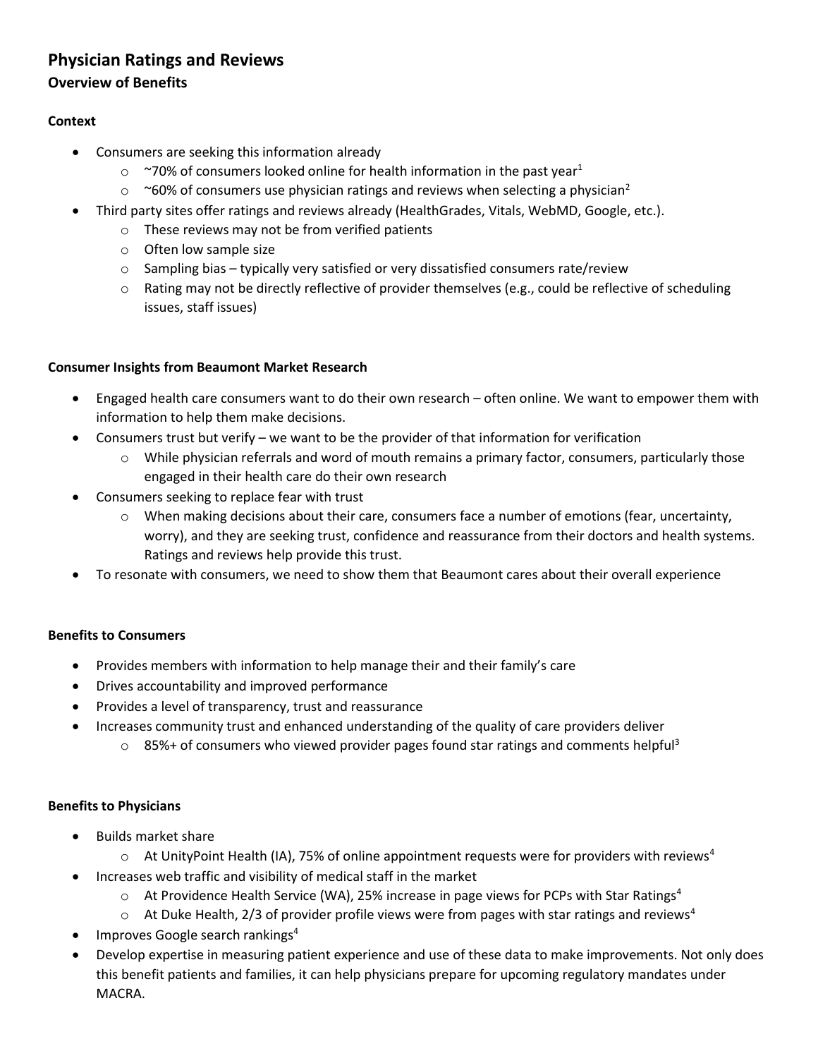# Physician Ratings and Reviews

## Overview of Benefits

### Context

- Consumers are seeking this information already
  - ~70% of consumers looked online for health information in the past year[1]
  - ~60% of consumers use physician ratings and reviews when selecting a physician[2]
- Third party sites offer ratings and reviews already (HealthGrades, Vitals, WebMD, Google, etc.).
  - These reviews may not be from verified patients
  - Often low sample size
  - Sampling bias – typically very satisfied or very dissatisfied consumers rate/review
  - Rating may not be directly reflective of provider themselves (e.g., could be reflective of scheduling issues, staff issues)

### Consumer Insights from Beaumont Market Research

- Engaged health care consumers want to do their own research – often online. We want to empower them with information to help them make decisions.
- Consumers trust but verify – we want to be the provider of that information for verification
  - While physician referrals and word of mouth remains a primary factor, consumers, particularly those engaged in their health care do their own research
- Consumers seeking to replace fear with trust
  - When making decisions about their care, consumers face a number of emotions (fear, uncertainty, worry), and they are seeking trust, confidence and reassurance from their doctors and health systems. Ratings and reviews help provide this trust.
- To resonate with consumers, we need to show them that Beaumont cares about their overall experience

### Benefits to Consumers

- Provides members with information to help manage their and their family's care
- Drives accountability and improved performance
- Provides a level of transparency, trust and reassurance
- Increases community trust and enhanced understanding of the quality of care providers deliver
  - 85%+ of consumers who viewed provider pages found star ratings and comments helpful[3]

### Benefits to Physicians

- Builds market share
  - At UnityPoint Health (IA), 75% of online appointment requests were for providers with reviews[4]
- Increases web traffic and visibility of medical staff in the market
  - At Providence Health Service (WA), 25% increase in page views for PCPs with Star Ratings[4]
  - At Duke Health, 2/3 of provider profile views were from pages with star ratings and reviews[4]
- Improves Google search rankings[4]
- Develop expertise in measuring patient experience and use of these data to make improvements. Not only does this benefit patients and families, it can help physicians prepare for upcoming regulatory mandates under MACRA.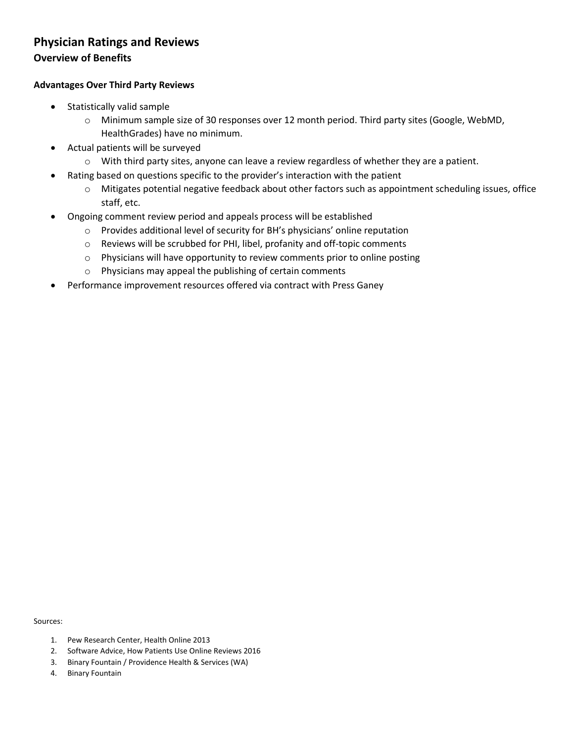## Physician Ratings and Reviews

### Overview of Benefits

**Advantages Over Third Party Reviews**

- Statistically valid sample
  - Minimum sample size of 30 responses over 12 month period. Third party sites (Google, WebMD, HealthGrades) have no minimum.
- Actual patients will be surveyed
  - With third party sites, anyone can leave a review regardless of whether they are a patient.
- Rating based on questions specific to the provider's interaction with the patient
  - Mitigates potential negative feedback about other factors such as appointment scheduling issues, office staff, etc.
- Ongoing comment review period and appeals process will be established
  - Provides additional level of security for BH's physicians' online reputation
  - Reviews will be scrubbed for PHI, libel, profanity and off-topic comments
  - Physicians will have opportunity to review comments prior to online posting
  - Physicians may appeal the publishing of certain comments
- Performance improvement resources offered via contract with Press Ganey

Sources:

1. Pew Research Center, Health Online 2013
2. Software Advice, How Patients Use Online Reviews 2016
3. Binary Fountain / Providence Health & Services (WA)
4. Binary Fountain